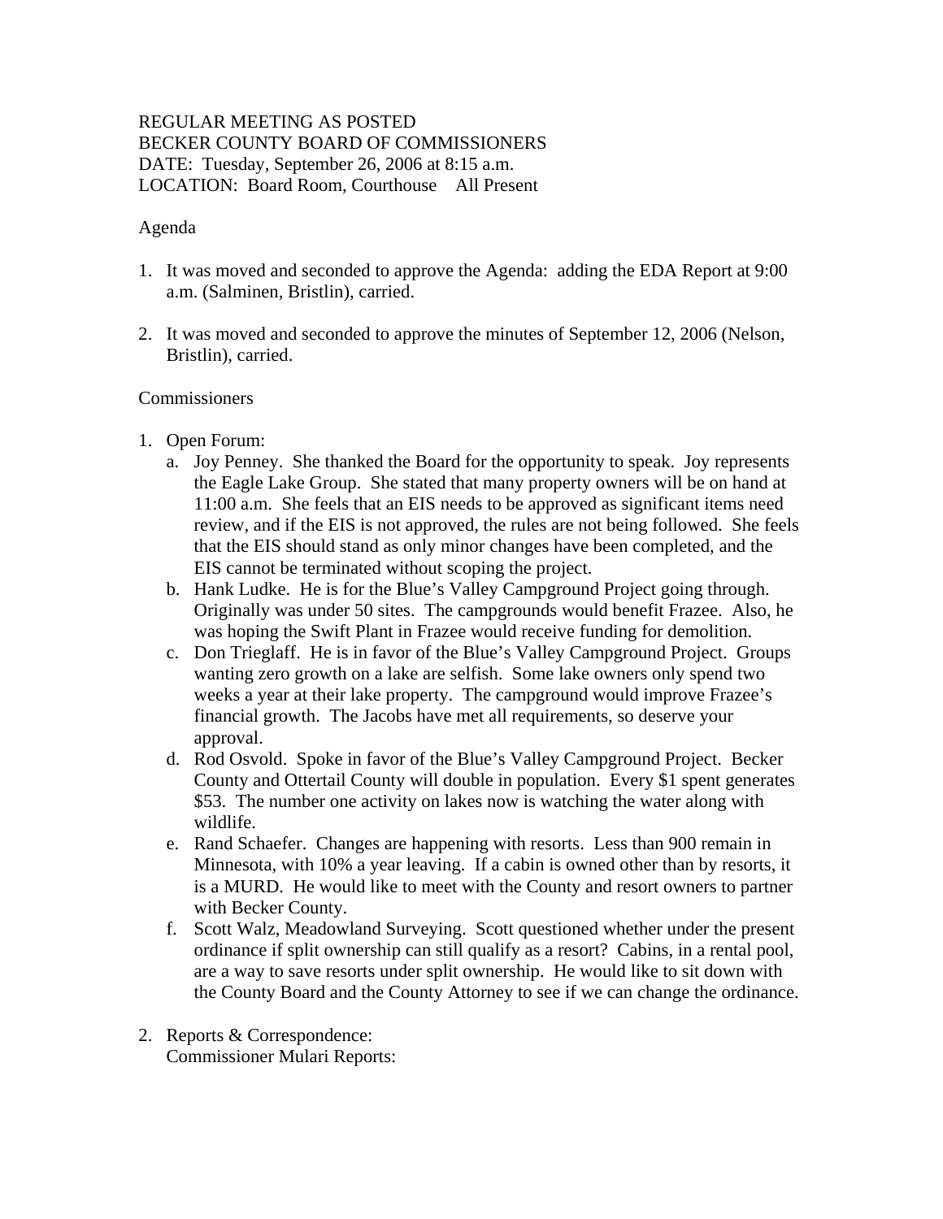REGULAR MEETING AS POSTED
BECKER COUNTY BOARD OF COMMISSIONERS
DATE: Tuesday, September 26, 2006 at 8:15 a.m.
LOCATION: Board Room, Courthouse All Present

Agenda

1. It was moved and seconded to approve the Agenda: adding the EDA Report at 9:00 a.m. (Salminen, Bristlin), carried.

2. It was moved and seconded to approve the minutes of September 12, 2006 (Nelson, Bristlin), carried.

Commissioners

1. Open Forum:
   a. Joy Penney. She thanked the Board for the opportunity to speak. Joy represents the Eagle Lake Group. She stated that many property owners will be on hand at 11:00 a.m. She feels that an EIS needs to be approved as significant items need review, and if the EIS is not approved, the rules are not being followed. She feels that the EIS should stand as only minor changes have been completed, and the EIS cannot be terminated without scoping the project.
   b. Hank Ludke. He is for the Blue's Valley Campground Project going through. Originally was under 50 sites. The campgrounds would benefit Frazee. Also, he was hoping the Swift Plant in Frazee would receive funding for demolition.
   c. Don Trieglaff. He is in favor of the Blue's Valley Campground Project. Groups wanting zero growth on a lake are selfish. Some lake owners only spend two weeks a year at their lake property. The campground would improve Frazee's financial growth. The Jacobs have met all requirements, so deserve your approval.
   d. Rod Osvold. Spoke in favor of the Blue's Valley Campground Project. Becker County and Ottertail County will double in population. Every $1 spent generates $53. The number one activity on lakes now is watching the water along with wildlife.
   e. Rand Schaefer. Changes are happening with resorts. Less than 900 remain in Minnesota, with 10% a year leaving. If a cabin is owned other than by resorts, it is a MURD. He would like to meet with the County and resort owners to partner with Becker County.
   f. Scott Walz, Meadowland Surveying. Scott questioned whether under the present ordinance if split ownership can still qualify as a resort? Cabins, in a rental pool, are a way to save resorts under split ownership. He would like to sit down with the County Board and the County Attorney to see if we can change the ordinance.

2. Reports & Correspondence:
   Commissioner Mulari Reports: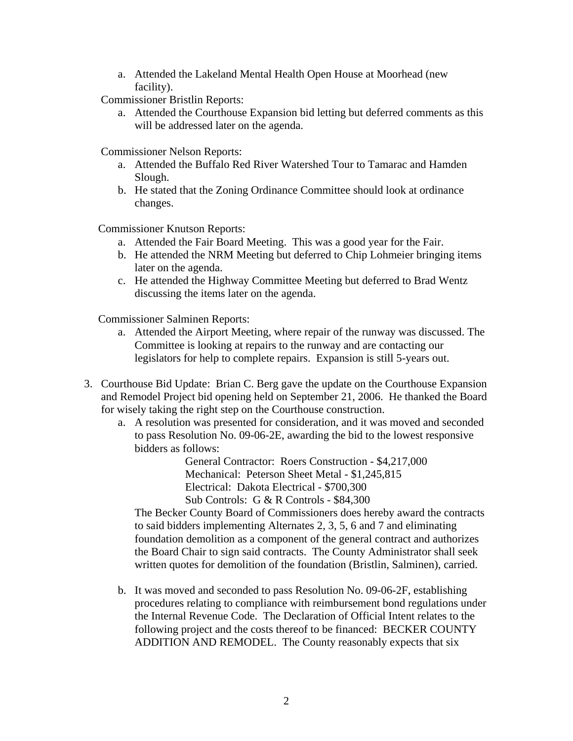a. Attended the Lakeland Mental Health Open House at Moorhead (new facility).

Commissioner Bristlin Reports:

a. Attended the Courthouse Expansion bid letting but deferred comments as this will be addressed later on the agenda.

Commissioner Nelson Reports:

a. Attended the Buffalo Red River Watershed Tour to Tamarac and Hamden Slough.
b. He stated that the Zoning Ordinance Committee should look at ordinance changes.

Commissioner Knutson Reports:

a. Attended the Fair Board Meeting. This was a good year for the Fair.
b. He attended the NRM Meeting but deferred to Chip Lohmeier bringing items later on the agenda.
c. He attended the Highway Committee Meeting but deferred to Brad Wentz discussing the items later on the agenda.

Commissioner Salminen Reports:

a. Attended the Airport Meeting, where repair of the runway was discussed. The Committee is looking at repairs to the runway and are contacting our legislators for help to complete repairs. Expansion is still 5-years out.

3. Courthouse Bid Update: Brian C. Berg gave the update on the Courthouse Expansion and Remodel Project bid opening held on September 21, 2006. He thanked the Board for wisely taking the right step on the Courthouse construction.

   a. A resolution was presented for consideration, and it was moved and seconded to pass Resolution No. 09-06-2E, awarding the bid to the lowest responsive bidders as follows:

      General Contractor: Roers Construction - $4,217,000
      Mechanical: Peterson Sheet Metal - $1,245,815
      Electrical: Dakota Electrical - $700,300
      Sub Controls: G & R Controls - $84,300

      The Becker County Board of Commissioners does hereby award the contracts to said bidders implementing Alternates 2, 3, 5, 6 and 7 and eliminating foundation demolition as a component of the general contract and authorizes the Board Chair to sign said contracts. The County Administrator shall seek written quotes for demolition of the foundation (Bristlin, Salminen), carried.

   b. It was moved and seconded to pass Resolution No. 09-06-2F, establishing procedures relating to compliance with reimbursement bond regulations under the Internal Revenue Code. The Declaration of Official Intent relates to the following project and the costs thereof to be financed: BECKER COUNTY ADDITION AND REMODEL. The County reasonably expects that six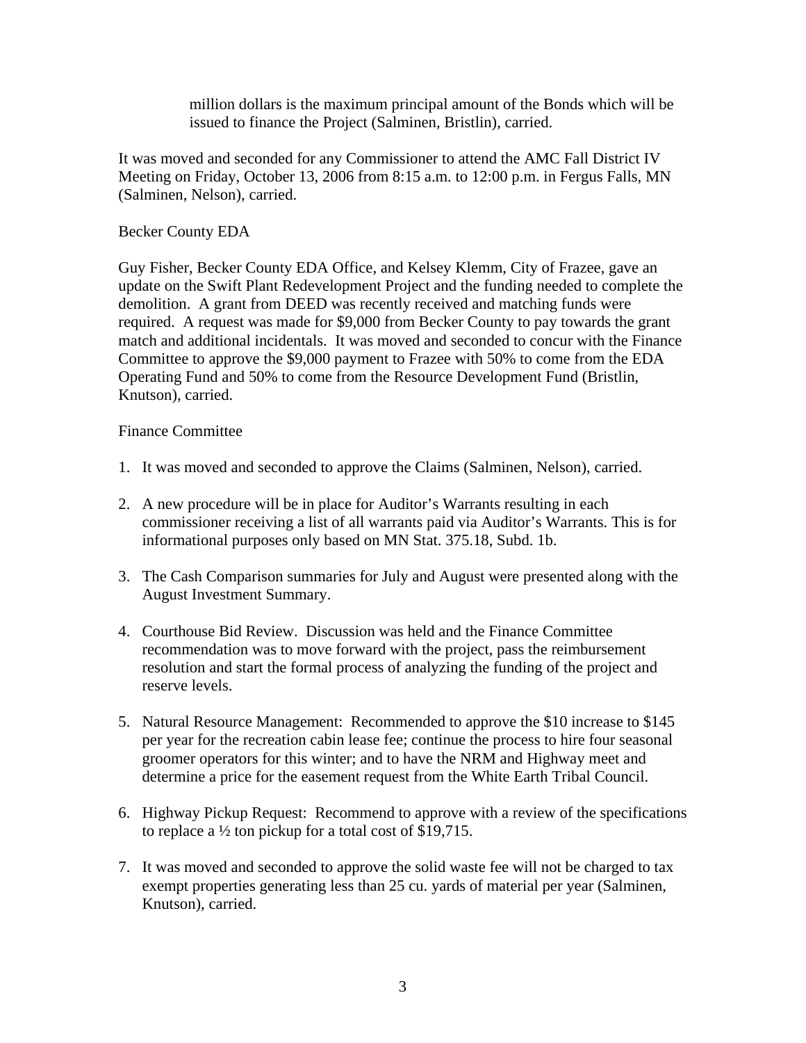million dollars is the maximum principal amount of the Bonds which will be issued to finance the Project (Salminen, Bristlin), carried.

It was moved and seconded for any Commissioner to attend the AMC Fall District IV Meeting on Friday, October 13, 2006 from 8:15 a.m. to 12:00 p.m. in Fergus Falls, MN (Salminen, Nelson), carried.

Becker County EDA

Guy Fisher, Becker County EDA Office, and Kelsey Klemm, City of Frazee, gave an update on the Swift Plant Redevelopment Project and the funding needed to complete the demolition. A grant from DEED was recently received and matching funds were required. A request was made for $9,000 from Becker County to pay towards the grant match and additional incidentals. It was moved and seconded to concur with the Finance Committee to approve the $9,000 payment to Frazee with 50% to come from the EDA Operating Fund and 50% to come from the Resource Development Fund (Bristlin, Knutson), carried.

Finance Committee

1. It was moved and seconded to approve the Claims (Salminen, Nelson), carried.

2. A new procedure will be in place for Auditor's Warrants resulting in each commissioner receiving a list of all warrants paid via Auditor's Warrants. This is for informational purposes only based on MN Stat. 375.18, Subd. 1b.

3. The Cash Comparison summaries for July and August were presented along with the August Investment Summary.

4. Courthouse Bid Review. Discussion was held and the Finance Committee recommendation was to move forward with the project, pass the reimbursement resolution and start the formal process of analyzing the funding of the project and reserve levels.

5. Natural Resource Management: Recommended to approve the $10 increase to $145 per year for the recreation cabin lease fee; continue the process to hire four seasonal groomer operators for this winter; and to have the NRM and Highway meet and determine a price for the easement request from the White Earth Tribal Council.

6. Highway Pickup Request: Recommend to approve with a review of the specifications to replace a ½ ton pickup for a total cost of $19,715.

7. It was moved and seconded to approve the solid waste fee will not be charged to tax exempt properties generating less than 25 cu. yards of material per year (Salminen, Knutson), carried.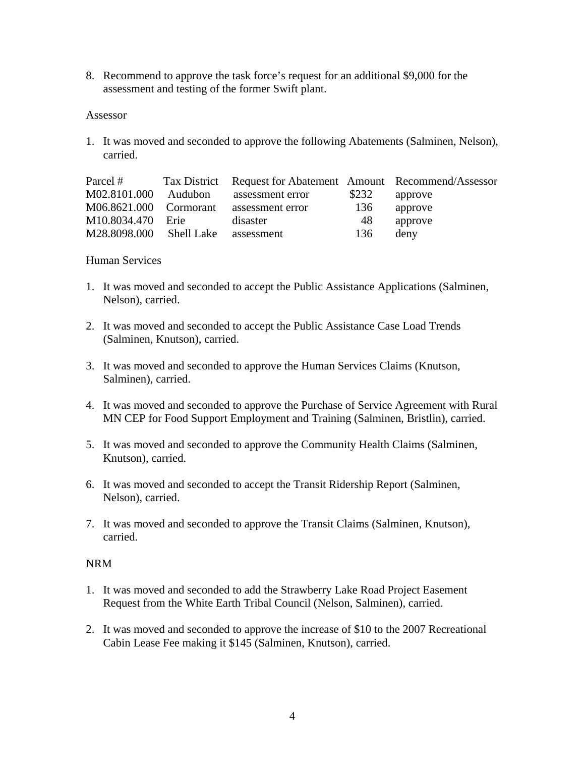8. Recommend to approve the task force's request for an additional $9,000 for the assessment and testing of the former Swift plant.

Assessor

1. It was moved and seconded to approve the following Abatements (Salminen, Nelson), carried.

| Parcel # | Tax District | Request for Abatement | Amount | Recommend/Assessor |
|---|---|---|---|---|
| M02.8101.000 | Audubon | assessment error | $232 | approve |
| M06.8621.000 | Cormorant | assessment error | 136 | approve |
| M10.8034.470 | Erie | disaster | 48 | approve |
| M28.8098.000 | Shell Lake | assessment | 136 | deny |

Human Services

1. It was moved and seconded to accept the Public Assistance Applications (Salminen, Nelson), carried.

2. It was moved and seconded to accept the Public Assistance Case Load Trends (Salminen, Knutson), carried.

3. It was moved and seconded to approve the Human Services Claims (Knutson, Salminen), carried.

4. It was moved and seconded to approve the Purchase of Service Agreement with Rural MN CEP for Food Support Employment and Training (Salminen, Bristlin), carried.

5. It was moved and seconded to approve the Community Health Claims (Salminen, Knutson), carried.

6. It was moved and seconded to accept the Transit Ridership Report (Salminen, Nelson), carried.

7. It was moved and seconded to approve the Transit Claims (Salminen, Knutson), carried.

NRM

1. It was moved and seconded to add the Strawberry Lake Road Project Easement Request from the White Earth Tribal Council (Nelson, Salminen), carried.

2. It was moved and seconded to approve the increase of $10 to the 2007 Recreational Cabin Lease Fee making it $145 (Salminen, Knutson), carried.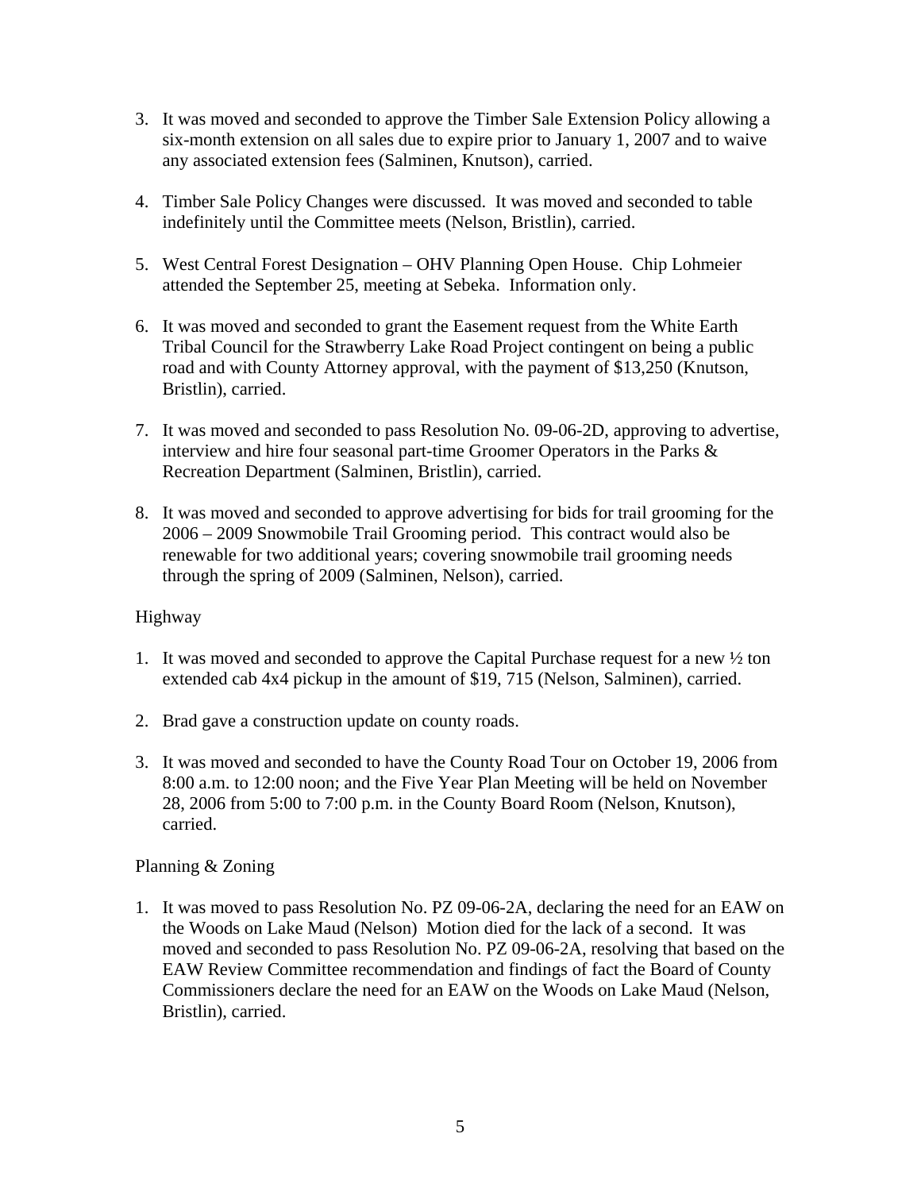3. It was moved and seconded to approve the Timber Sale Extension Policy allowing a six-month extension on all sales due to expire prior to January 1, 2007 and to waive any associated extension fees (Salminen, Knutson), carried.

4. Timber Sale Policy Changes were discussed. It was moved and seconded to table indefinitely until the Committee meets (Nelson, Bristlin), carried.

5. West Central Forest Designation – OHV Planning Open House. Chip Lohmeier attended the September 25, meeting at Sebeka. Information only.

6. It was moved and seconded to grant the Easement request from the White Earth Tribal Council for the Strawberry Lake Road Project contingent on being a public road and with County Attorney approval, with the payment of $13,250 (Knutson, Bristlin), carried.

7. It was moved and seconded to pass Resolution No. 09-06-2D, approving to advertise, interview and hire four seasonal part-time Groomer Operators in the Parks & Recreation Department (Salminen, Bristlin), carried.

8. It was moved and seconded to approve advertising for bids for trail grooming for the 2006 – 2009 Snowmobile Trail Grooming period. This contract would also be renewable for two additional years; covering snowmobile trail grooming needs through the spring of 2009 (Salminen, Nelson), carried.

Highway

1. It was moved and seconded to approve the Capital Purchase request for a new ½ ton extended cab 4x4 pickup in the amount of $19, 715 (Nelson, Salminen), carried.

2. Brad gave a construction update on county roads.

3. It was moved and seconded to have the County Road Tour on October 19, 2006 from 8:00 a.m. to 12:00 noon; and the Five Year Plan Meeting will be held on November 28, 2006 from 5:00 to 7:00 p.m. in the County Board Room (Nelson, Knutson), carried.

Planning & Zoning

1. It was moved to pass Resolution No. PZ 09-06-2A, declaring the need for an EAW on the Woods on Lake Maud (Nelson) Motion died for the lack of a second. It was moved and seconded to pass Resolution No. PZ 09-06-2A, resolving that based on the EAW Review Committee recommendation and findings of fact the Board of County Commissioners declare the need for an EAW on the Woods on Lake Maud (Nelson, Bristlin), carried.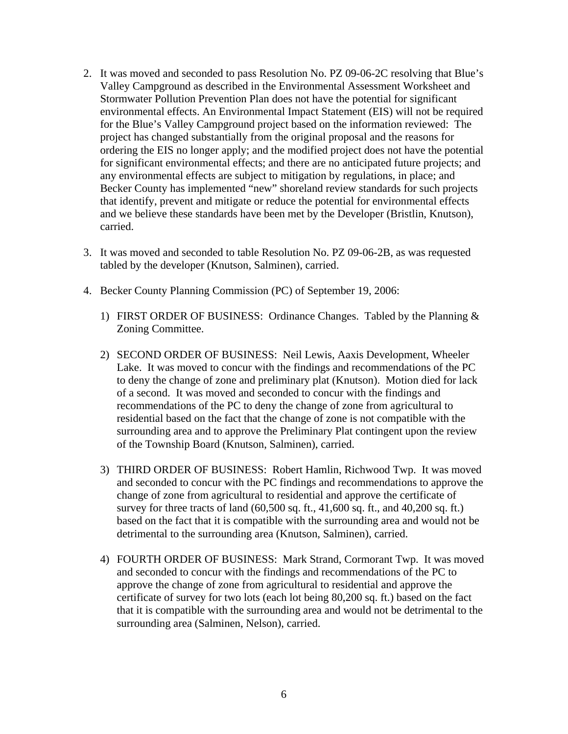2. It was moved and seconded to pass Resolution No. PZ 09-06-2C resolving that Blue's Valley Campground as described in the Environmental Assessment Worksheet and Stormwater Pollution Prevention Plan does not have the potential for significant environmental effects. An Environmental Impact Statement (EIS) will not be required for the Blue's Valley Campground project based on the information reviewed: The project has changed substantially from the original proposal and the reasons for ordering the EIS no longer apply; and the modified project does not have the potential for significant environmental effects; and there are no anticipated future projects; and any environmental effects are subject to mitigation by regulations, in place; and Becker County has implemented "new" shoreland review standards for such projects that identify, prevent and mitigate or reduce the potential for environmental effects and we believe these standards have been met by the Developer (Bristlin, Knutson), carried.

3. It was moved and seconded to table Resolution No. PZ 09-06-2B, as was requested tabled by the developer (Knutson, Salminen), carried.

4. Becker County Planning Commission (PC) of September 19, 2006:

   1) FIRST ORDER OF BUSINESS: Ordinance Changes. Tabled by the Planning & Zoning Committee.

   2) SECOND ORDER OF BUSINESS: Neil Lewis, Aaxis Development, Wheeler Lake. It was moved to concur with the findings and recommendations of the PC to deny the change of zone and preliminary plat (Knutson). Motion died for lack of a second. It was moved and seconded to concur with the findings and recommendations of the PC to deny the change of zone from agricultural to residential based on the fact that the change of zone is not compatible with the surrounding area and to approve the Preliminary Plat contingent upon the review of the Township Board (Knutson, Salminen), carried.

   3) THIRD ORDER OF BUSINESS: Robert Hamlin, Richwood Twp. It was moved and seconded to concur with the PC findings and recommendations to approve the change of zone from agricultural to residential and approve the certificate of survey for three tracts of land (60,500 sq. ft., 41,600 sq. ft., and 40,200 sq. ft.) based on the fact that it is compatible with the surrounding area and would not be detrimental to the surrounding area (Knutson, Salminen), carried.

   4) FOURTH ORDER OF BUSINESS: Mark Strand, Cormorant Twp. It was moved and seconded to concur with the findings and recommendations of the PC to approve the change of zone from agricultural to residential and approve the certificate of survey for two lots (each lot being 80,200 sq. ft.) based on the fact that it is compatible with the surrounding area and would not be detrimental to the surrounding area (Salminen, Nelson), carried.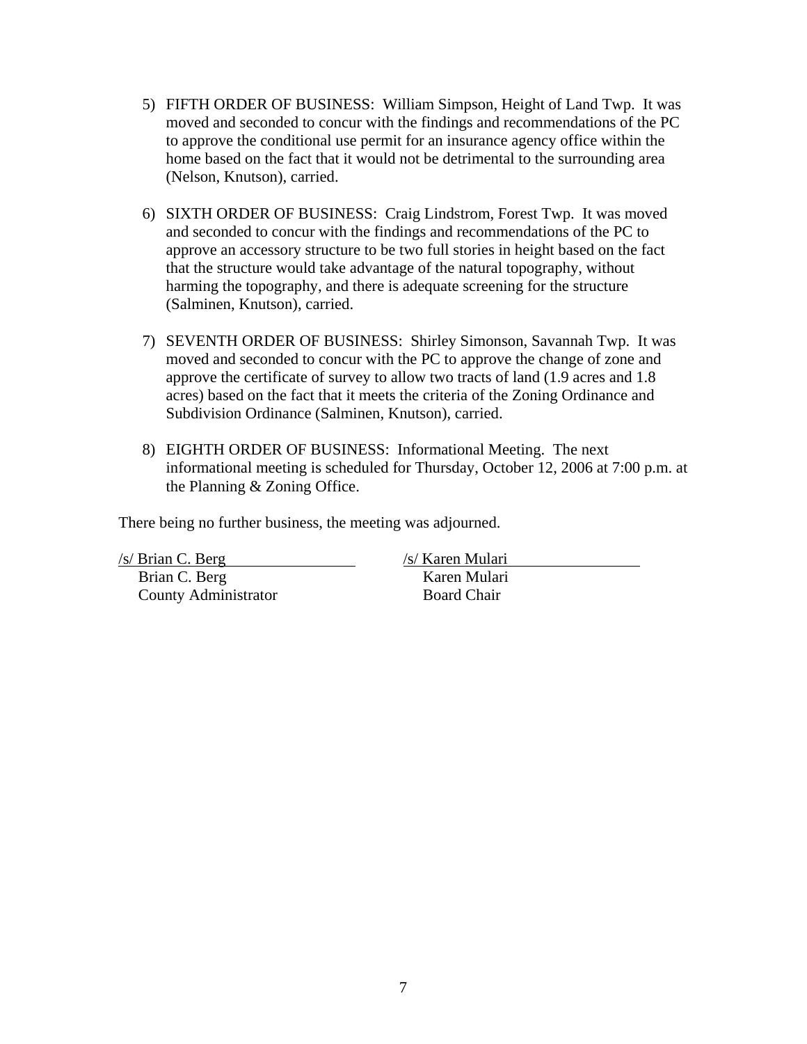5) FIFTH ORDER OF BUSINESS: William Simpson, Height of Land Twp. It was moved and seconded to concur with the findings and recommendations of the PC to approve the conditional use permit for an insurance agency office within the home based on the fact that it would not be detrimental to the surrounding area (Nelson, Knutson), carried.

6) SIXTH ORDER OF BUSINESS: Craig Lindstrom, Forest Twp. It was moved and seconded to concur with the findings and recommendations of the PC to approve an accessory structure to be two full stories in height based on the fact that the structure would take advantage of the natural topography, without harming the topography, and there is adequate screening for the structure (Salminen, Knutson), carried.

7) SEVENTH ORDER OF BUSINESS: Shirley Simonson, Savannah Twp. It was moved and seconded to concur with the PC to approve the change of zone and approve the certificate of survey to allow two tracts of land (1.9 acres and 1.8 acres) based on the fact that it meets the criteria of the Zoning Ordinance and Subdivision Ordinance (Salminen, Knutson), carried.

8) EIGHTH ORDER OF BUSINESS: Informational Meeting. The next informational meeting is scheduled for Thursday, October 12, 2006 at 7:00 p.m. at the Planning & Zoning Office.

There being no further business, the meeting was adjourned.

| | |
|---|---|
| /s/ Brian C. Berg | /s/ Karen Mulari |
| Brian C. Berg | Karen Mulari |
| County Administrator | Board Chair |